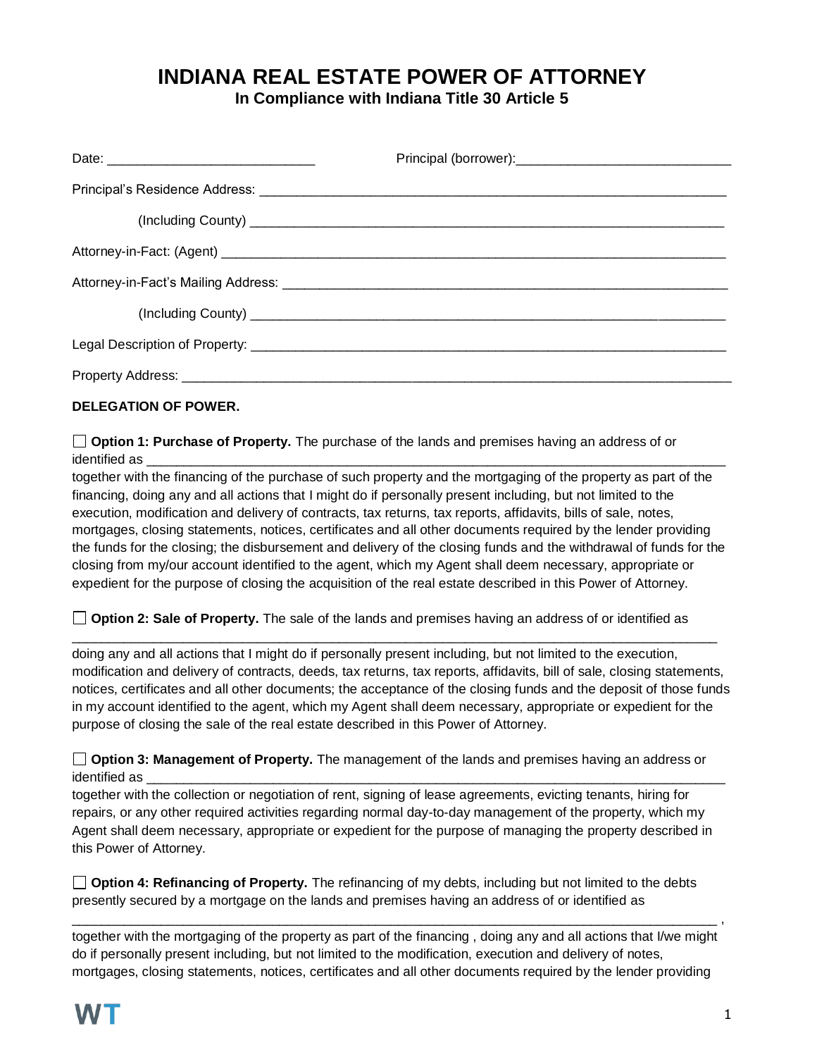# INDIANA REAL ESTATE POWER OF ATTORNEY

**In Compliance with Indiana Title 30 Article 5**

Date: ____________________________ Principal (borrower):____________________________

Principal's Residence Address: ________________________________________________________________

(Including County) ________________________________________________________________

Attorney-in-Fact: (Agent) ________________________________________________________________

Attorney-in-Fact's Mailing Address: ________________________________________________________________

(Including County) ________________________________________________________________

Legal Description of Property: ________________________________________________________________

Property Address: ________________________________________________________________

**DELEGATION OF POWER.**

☐ **Option 1: Purchase of Property.** The purchase of the lands and premises having an address of or identified as ________________________________________________________________ together with the financing of the purchase of such property and the mortgaging of the property as part of the financing, doing any and all actions that I might do if personally present including, but not limited to the execution, modification and delivery of contracts, tax returns, tax reports, affidavits, bills of sale, notes, mortgages, closing statements, notices, certificates and all other documents required by the lender providing the funds for the closing; the disbursement and delivery of the closing funds and the withdrawal of funds for the closing from my/our account identified to the agent, which my Agent shall deem necessary, appropriate or expedient for the purpose of closing the acquisition of the real estate described in this Power of Attorney.

☐ **Option 2: Sale of Property.** The sale of the lands and premises having an address of or identified as ________________________________________________________________ doing any and all actions that I might do if personally present including, but not limited to the execution, modification and delivery of contracts, deeds, tax returns, tax reports, affidavits, bill of sale, closing statements, notices, certificates and all other documents; the acceptance of the closing funds and the deposit of those funds in my account identified to the agent, which my Agent shall deem necessary, appropriate or expedient for the purpose of closing the sale of the real estate described in this Power of Attorney.

☐ **Option 3: Management of Property.** The management of the lands and premises having an address or identified as ________________________________________________________________ together with the collection or negotiation of rent, signing of lease agreements, evicting tenants, hiring for repairs, or any other required activities regarding normal day-to-day management of the property, which my Agent shall deem necessary, appropriate or expedient for the purpose of managing the property described in this Power of Attorney.

☐ **Option 4: Refinancing of Property.** The refinancing of my debts, including but not limited to the debts presently secured by a mortgage on the lands and premises having an address of or identified as ________________________________________________________________, together with the mortgaging of the property as part of the financing , doing any and all actions that I/we might do if personally present including, but not limited to the modification, execution and delivery of notes, mortgages, closing statements, notices, certificates and all other documents required by the lender providing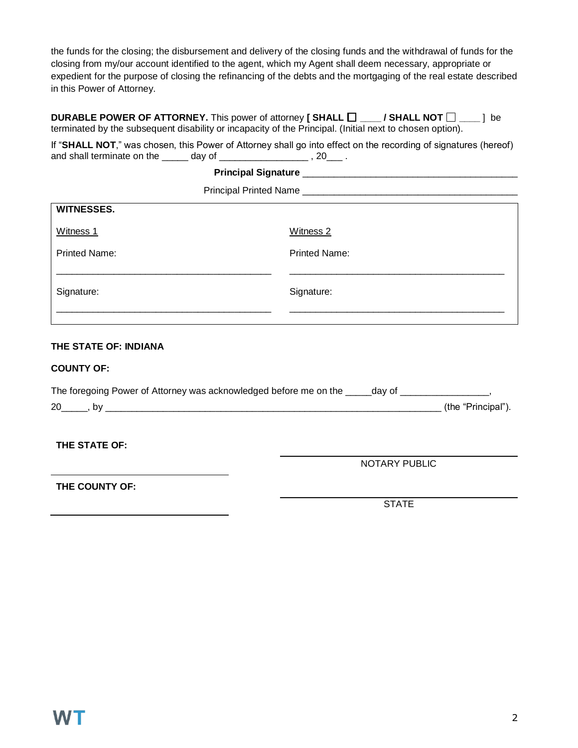the funds for the closing; the disbursement and delivery of the closing funds and the withdrawal of funds for the closing from my/our account identified to the agent, which my Agent shall deem necessary, appropriate or expedient for the purpose of closing the refinancing of the debts and the mortgaging of the real estate described in this Power of Attorney.

**DURABLE POWER OF ATTORNEY.** This power of attorney **[ SHALL** ☐ ____ **/ SHALL NOT** ☐ ____ ] be terminated by the subsequent disability or incapacity of the Principal. (Initial next to chosen option).

If "**SHALL NOT**," was chosen, this Power of Attorney shall go into effect on the recording of signatures (hereof) and shall terminate on the _____ day of _________________ , 20___ .

**Principal Signature** ___________________________________________

Principal Printed Name ___________________________________________

| **WITNESSES.** | |
|---|---|
| Witness 1 | Witness 2 |
| Printed Name: | Printed Name: |
| ___________________________________________ | ___________________________________________ |
| Signature: | Signature: |
| ___________________________________________ | ___________________________________________ |

**THE STATE OF: INDIANA**

**COUNTY OF:**

The foregoing Power of Attorney was acknowledged before me on the _____day of _________________, 20_____, by _________________________________________________________________ (the "Principal").

**THE STATE OF:**

___________________________________

**THE COUNTY OF:**

___________________________________

___________________________________

NOTARY PUBLIC

___________________________________

STATE